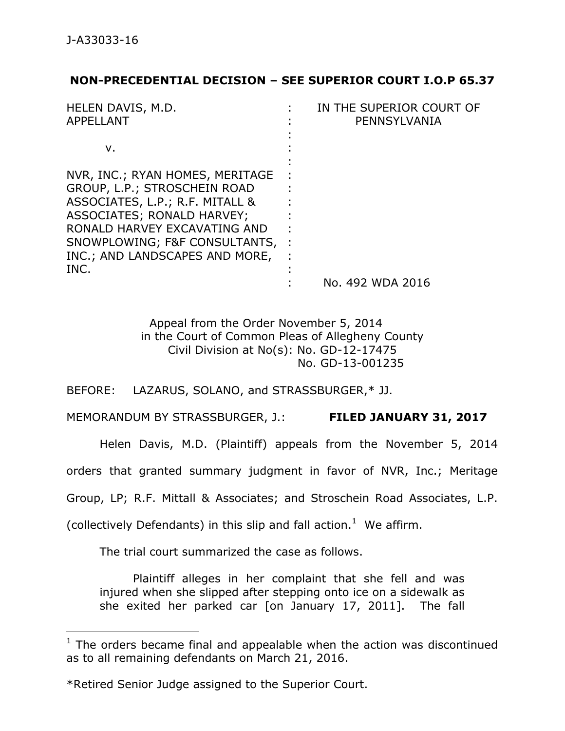J-A33033-16

**NON-PRECEDENTIAL DECISION – SEE SUPERIOR COURT I.O.P 65.37**

| | | |
|---|---|---|
| HELEN DAVIS, M.D. APPELLANT | : | IN THE SUPERIOR COURT OF PENNSYLVANIA |
| v. | : | |
| NVR, INC.; RYAN HOMES, MERITAGE GROUP, L.P.; STROSCHEIN ROAD ASSOCIATES, L.P.; R.F. MITALL & ASSOCIATES; RONALD HARVEY; RONALD HARVEY EXCAVATING AND SNOWPLOWING; F&F CONSULTANTS, INC.; AND LANDSCAPES AND MORE, INC. | : | |
| | : | No. 492 WDA 2016 |

Appeal from the Order November 5, 2014
in the Court of Common Pleas of Allegheny County
Civil Division at No(s): No. GD-12-17475
No. GD-13-001235

BEFORE: LAZARUS, SOLANO, and STRASSBURGER,* JJ.

MEMORANDUM BY STRASSBURGER, J.: **FILED JANUARY 31, 2017**

Helen Davis, M.D. (Plaintiff) appeals from the November 5, 2014 orders that granted summary judgment in favor of NVR, Inc.; Meritage Group, LP; R.F. Mittall & Associates; and Stroschein Road Associates, L.P. (collectively Defendants) in this slip and fall action.[1] We affirm.

The trial court summarized the case as follows.

> Plaintiff alleges in her complaint that she fell and was injured when she slipped after stepping onto ice on a sidewalk as she exited her parked car [on January 17, 2011]. The fall

---

[1] The orders became final and appealable when the action was discontinued as to all remaining defendants on March 21, 2016.

*Retired Senior Judge assigned to the Superior Court.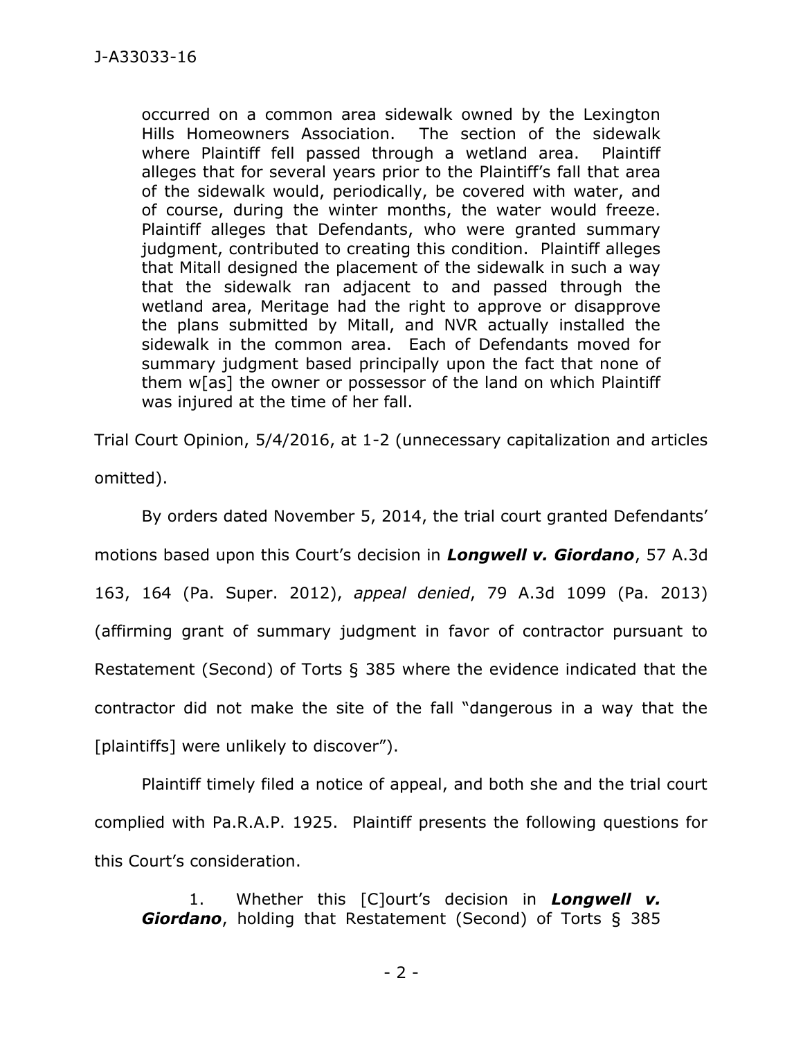> occurred on a common area sidewalk owned by the Lexington Hills Homeowners Association. The section of the sidewalk where Plaintiff fell passed through a wetland area. Plaintiff alleges that for several years prior to the Plaintiff's fall that area of the sidewalk would, periodically, be covered with water, and of course, during the winter months, the water would freeze. Plaintiff alleges that Defendants, who were granted summary judgment, contributed to creating this condition. Plaintiff alleges that Mitall designed the placement of the sidewalk in such a way that the sidewalk ran adjacent to and passed through the wetland area, Meritage had the right to approve or disapprove the plans submitted by Mitall, and NVR actually installed the sidewalk in the common area. Each of Defendants moved for summary judgment based principally upon the fact that none of them w[as] the owner or possessor of the land on which Plaintiff was injured at the time of her fall.

Trial Court Opinion, 5/4/2016, at 1-2 (unnecessary capitalization and articles omitted).

By orders dated November 5, 2014, the trial court granted Defendants' motions based upon this Court's decision in ***Longwell v. Giordano***, 57 A.3d 163, 164 (Pa. Super. 2012), *appeal denied*, 79 A.3d 1099 (Pa. 2013) (affirming grant of summary judgment in favor of contractor pursuant to Restatement (Second) of Torts § 385 where the evidence indicated that the contractor did not make the site of the fall "dangerous in a way that the [plaintiffs] were unlikely to discover").

Plaintiff timely filed a notice of appeal, and both she and the trial court complied with Pa.R.A.P. 1925. Plaintiff presents the following questions for this Court's consideration.

> 1. Whether this [C]ourt's decision in ***Longwell v. Giordano***, holding that Restatement (Second) of Torts § 385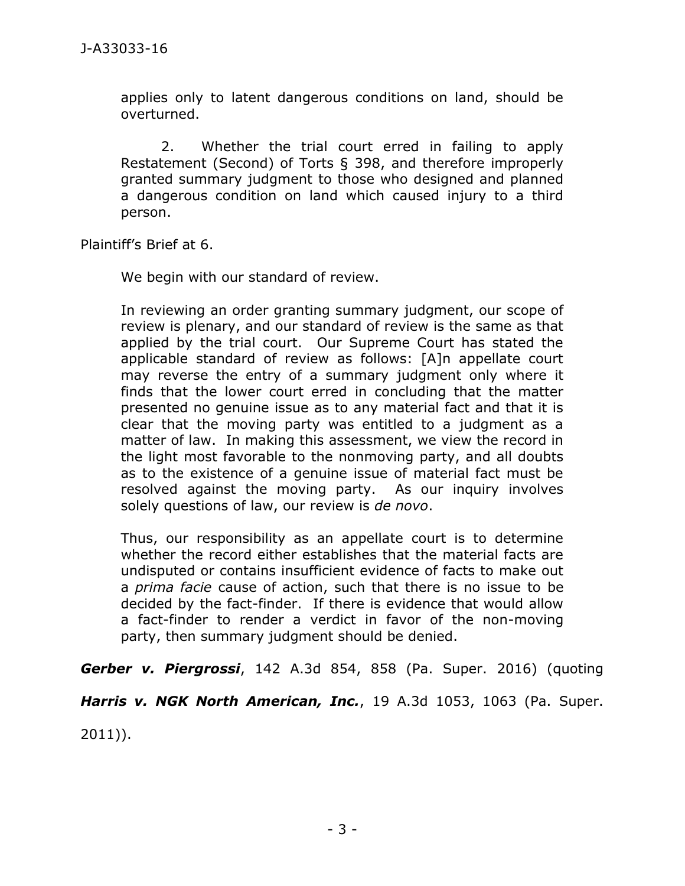> applies only to latent dangerous conditions on land, should be overturned.
>
> 2. Whether the trial court erred in failing to apply Restatement (Second) of Torts § 398, and therefore improperly granted summary judgment to those who designed and planned a dangerous condition on land which caused injury to a third person.

Plaintiff's Brief at 6.

We begin with our standard of review.

> In reviewing an order granting summary judgment, our scope of review is plenary, and our standard of review is the same as that applied by the trial court. Our Supreme Court has stated the applicable standard of review as follows: [A]n appellate court may reverse the entry of a summary judgment only where it finds that the lower court erred in concluding that the matter presented no genuine issue as to any material fact and that it is clear that the moving party was entitled to a judgment as a matter of law. In making this assessment, we view the record in the light most favorable to the nonmoving party, and all doubts as to the existence of a genuine issue of material fact must be resolved against the moving party. As our inquiry involves solely questions of law, our review is *de novo*.
>
> Thus, our responsibility as an appellate court is to determine whether the record either establishes that the material facts are undisputed or contains insufficient evidence of facts to make out a *prima facie* cause of action, such that there is no issue to be decided by the fact-finder. If there is evidence that would allow a fact-finder to render a verdict in favor of the non-moving party, then summary judgment should be denied.

***Gerber v. Piergrossi***, 142 A.3d 854, 858 (Pa. Super. 2016) (quoting ***Harris v. NGK North American, Inc.***, 19 A.3d 1053, 1063 (Pa. Super. 2011)).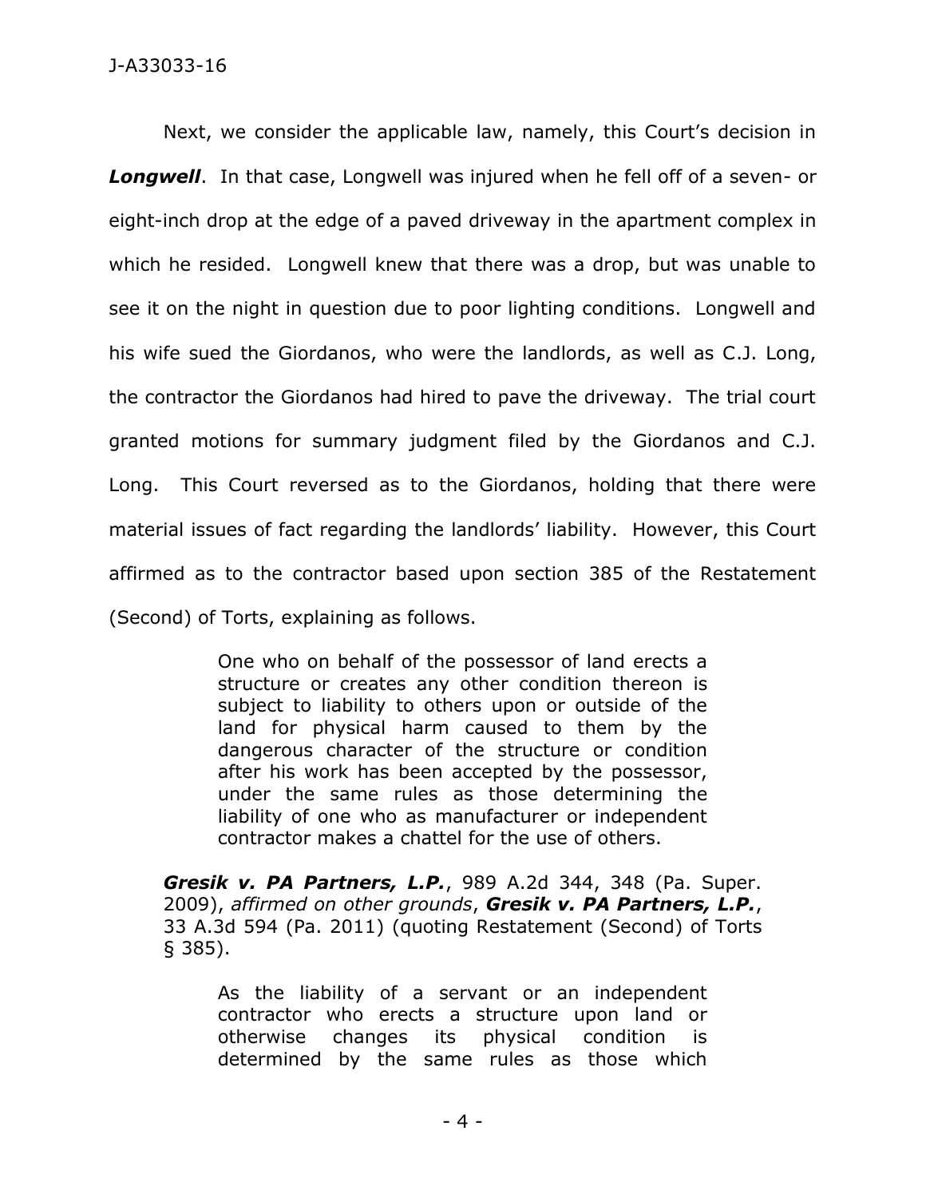Next, we consider the applicable law, namely, this Court's decision in ***Longwell***. In that case, Longwell was injured when he fell off of a seven- or eight-inch drop at the edge of a paved driveway in the apartment complex in which he resided. Longwell knew that there was a drop, but was unable to see it on the night in question due to poor lighting conditions. Longwell and his wife sued the Giordanos, who were the landlords, as well as C.J. Long, the contractor the Giordanos had hired to pave the driveway. The trial court granted motions for summary judgment filed by the Giordanos and C.J. Long. This Court reversed as to the Giordanos, holding that there were material issues of fact regarding the landlords' liability. However, this Court affirmed as to the contractor based upon section 385 of the Restatement (Second) of Torts, explaining as follows.

> One who on behalf of the possessor of land erects a structure or creates any other condition thereon is subject to liability to others upon or outside of the land for physical harm caused to them by the dangerous character of the structure or condition after his work has been accepted by the possessor, under the same rules as those determining the liability of one who as manufacturer or independent contractor makes a chattel for the use of others.
>
> ***Gresik v. PA Partners, L.P.***, 989 A.2d 344, 348 (Pa. Super. 2009), *affirmed on other grounds*, ***Gresik v. PA Partners, L.P.***, 33 A.3d 594 (Pa. 2011) (quoting Restatement (Second) of Torts § 385).
>
> As the liability of a servant or an independent contractor who erects a structure upon land or otherwise changes its physical condition is determined by the same rules as those which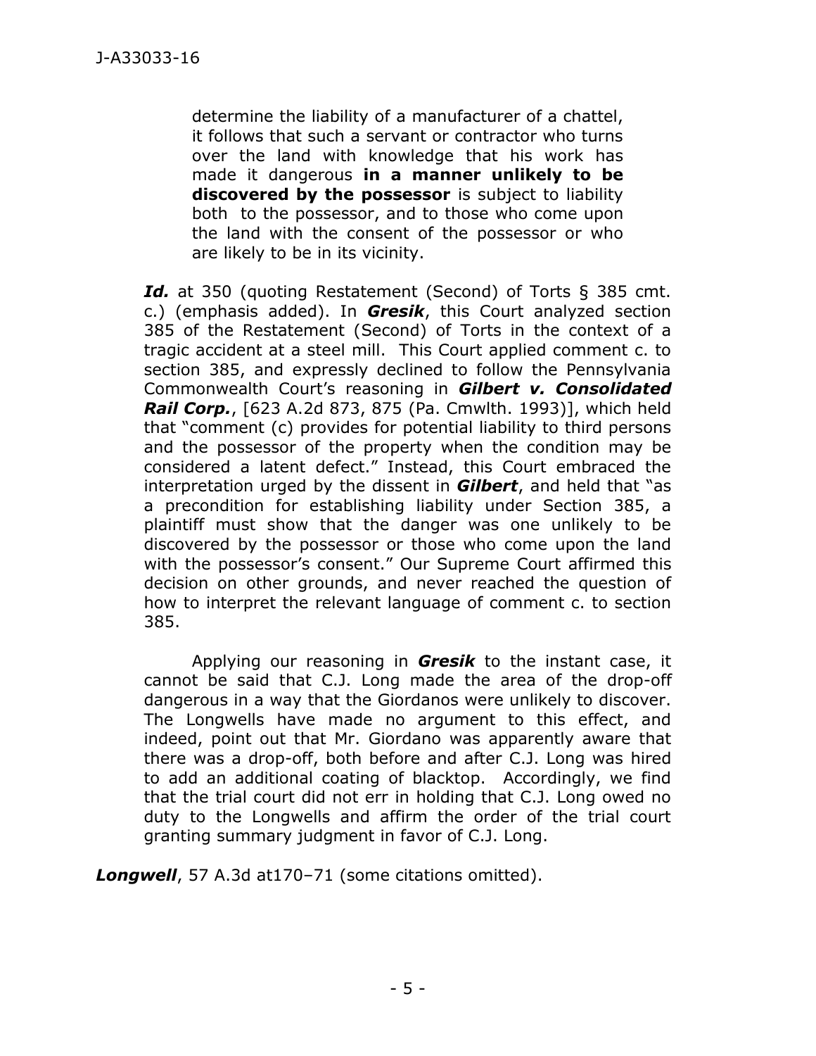> determine the liability of a manufacturer of a chattel, it follows that such a servant or contractor who turns over the land with knowledge that his work has made it dangerous **in a manner unlikely to be discovered by the possessor** is subject to liability both to the possessor, and to those who come upon the land with the consent of the possessor or who are likely to be in its vicinity.

> ***Id.*** at 350 (quoting Restatement (Second) of Torts § 385 cmt. c.) (emphasis added). In ***Gresik***, this Court analyzed section 385 of the Restatement (Second) of Torts in the context of a tragic accident at a steel mill. This Court applied comment c. to section 385, and expressly declined to follow the Pennsylvania Commonwealth Court's reasoning in ***Gilbert v. Consolidated Rail Corp.***, [623 A.2d 873, 875 (Pa. Cmwlth. 1993)], which held that "comment (c) provides for potential liability to third persons and the possessor of the property when the condition may be considered a latent defect." Instead, this Court embraced the interpretation urged by the dissent in ***Gilbert***, and held that "as a precondition for establishing liability under Section 385, a plaintiff must show that the danger was one unlikely to be discovered by the possessor or those who come upon the land with the possessor's consent." Our Supreme Court affirmed this decision on other grounds, and never reached the question of how to interpret the relevant language of comment c. to section 385.
>
> Applying our reasoning in ***Gresik*** to the instant case, it cannot be said that C.J. Long made the area of the drop-off dangerous in a way that the Giordanos were unlikely to discover. The Longwells have made no argument to this effect, and indeed, point out that Mr. Giordano was apparently aware that there was a drop-off, both before and after C.J. Long was hired to add an additional coating of blacktop. Accordingly, we find that the trial court did not err in holding that C.J. Long owed no duty to the Longwells and affirm the order of the trial court granting summary judgment in favor of C.J. Long.

***Longwell***, 57 A.3d at170–71 (some citations omitted).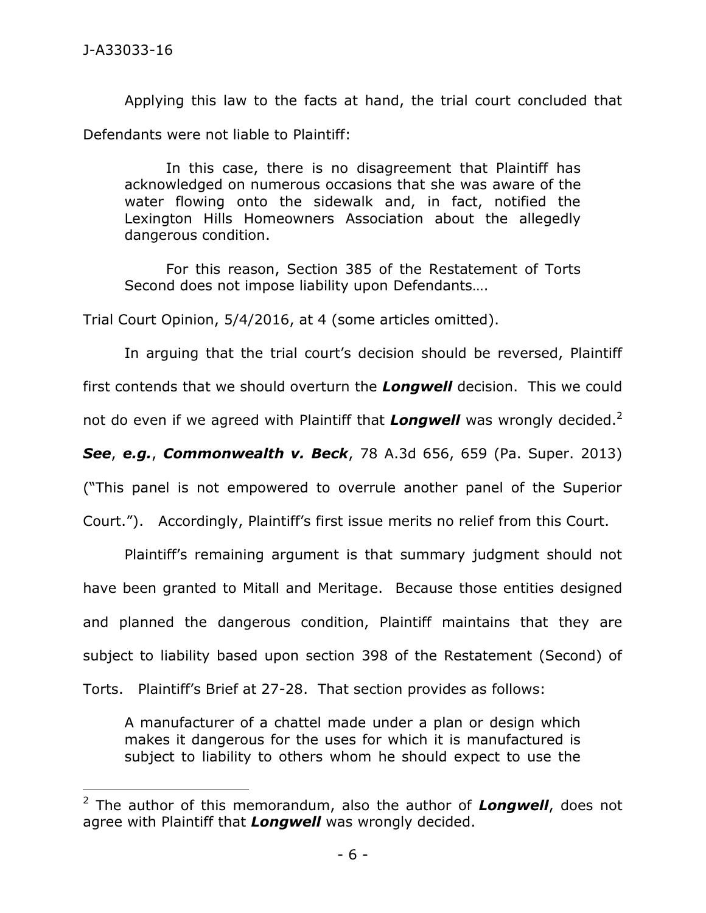Applying this law to the facts at hand, the trial court concluded that Defendants were not liable to Plaintiff:

> In this case, there is no disagreement that Plaintiff has acknowledged on numerous occasions that she was aware of the water flowing onto the sidewalk and, in fact, notified the Lexington Hills Homeowners Association about the allegedly dangerous condition.
>
> For this reason, Section 385 of the Restatement of Torts Second does not impose liability upon Defendants….

Trial Court Opinion, 5/4/2016, at 4 (some articles omitted).

In arguing that the trial court's decision should be reversed, Plaintiff first contends that we should overturn the ***Longwell*** decision. This we could not do even if we agreed with Plaintiff that ***Longwell*** was wrongly decided.[2] ***See***, ***e.g.***, ***Commonwealth v. Beck***, 78 A.3d 656, 659 (Pa. Super. 2013) ("This panel is not empowered to overrule another panel of the Superior Court."). Accordingly, Plaintiff's first issue merits no relief from this Court.

Plaintiff's remaining argument is that summary judgment should not have been granted to Mitall and Meritage. Because those entities designed and planned the dangerous condition, Plaintiff maintains that they are subject to liability based upon section 398 of the Restatement (Second) of Torts. Plaintiff's Brief at 27-28. That section provides as follows:

> A manufacturer of a chattel made under a plan or design which makes it dangerous for the uses for which it is manufactured is subject to liability to others whom he should expect to use the

---

[2] The author of this memorandum, also the author of ***Longwell***, does not agree with Plaintiff that ***Longwell*** was wrongly decided.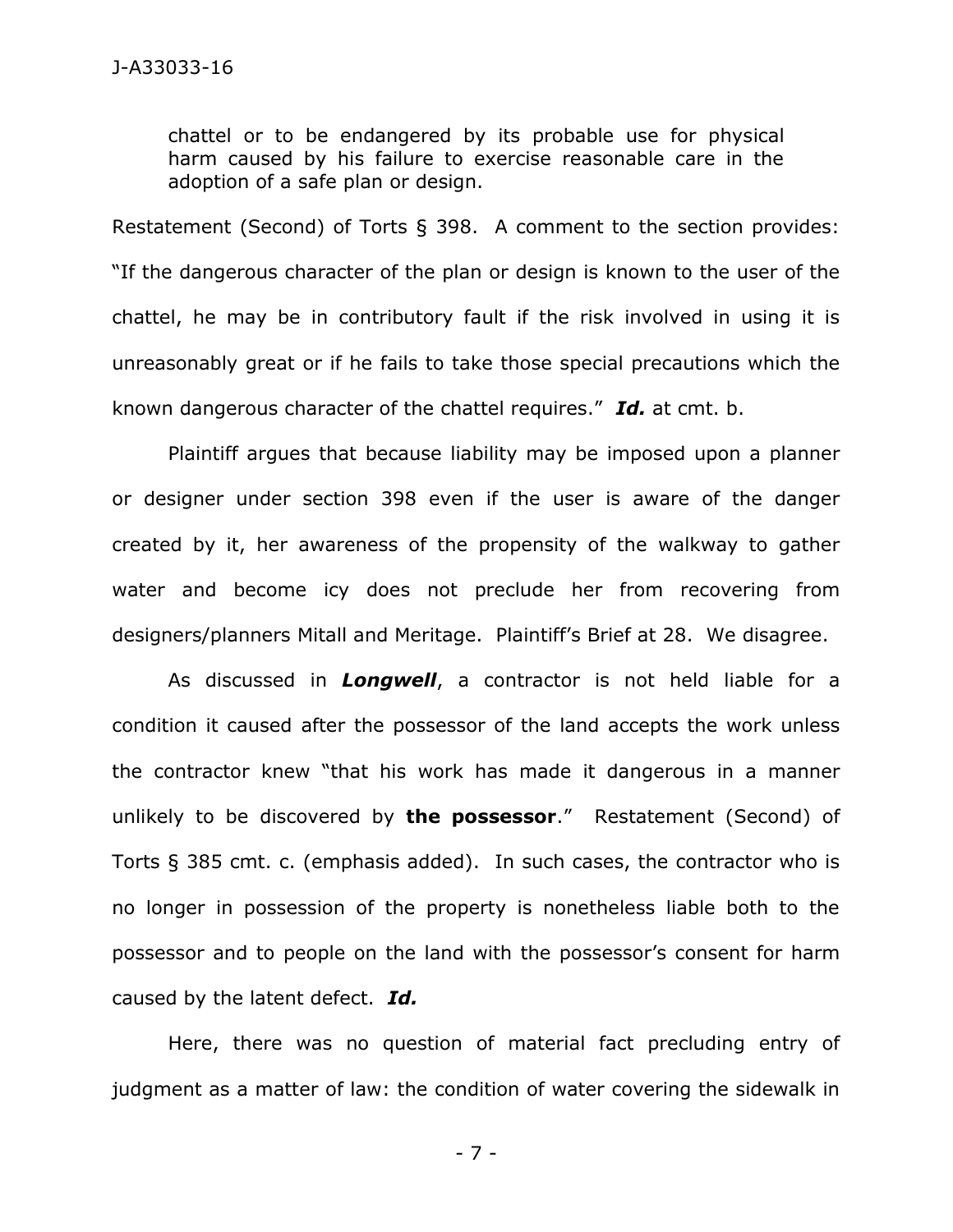> chattel or to be endangered by its probable use for physical harm caused by his failure to exercise reasonable care in the adoption of a safe plan or design.

Restatement (Second) of Torts § 398. A comment to the section provides: "If the dangerous character of the plan or design is known to the user of the chattel, he may be in contributory fault if the risk involved in using it is unreasonably great or if he fails to take those special precautions which the known dangerous character of the chattel requires." ***Id.*** at cmt. b.

Plaintiff argues that because liability may be imposed upon a planner or designer under section 398 even if the user is aware of the danger created by it, her awareness of the propensity of the walkway to gather water and become icy does not preclude her from recovering from designers/planners Mitall and Meritage. Plaintiff's Brief at 28. We disagree.

As discussed in ***Longwell***, a contractor is not held liable for a condition it caused after the possessor of the land accepts the work unless the contractor knew "that his work has made it dangerous in a manner unlikely to be discovered by **the possessor**." Restatement (Second) of Torts § 385 cmt. c. (emphasis added). In such cases, the contractor who is no longer in possession of the property is nonetheless liable both to the possessor and to people on the land with the possessor's consent for harm caused by the latent defect. ***Id.***

Here, there was no question of material fact precluding entry of judgment as a matter of law: the condition of water covering the sidewalk in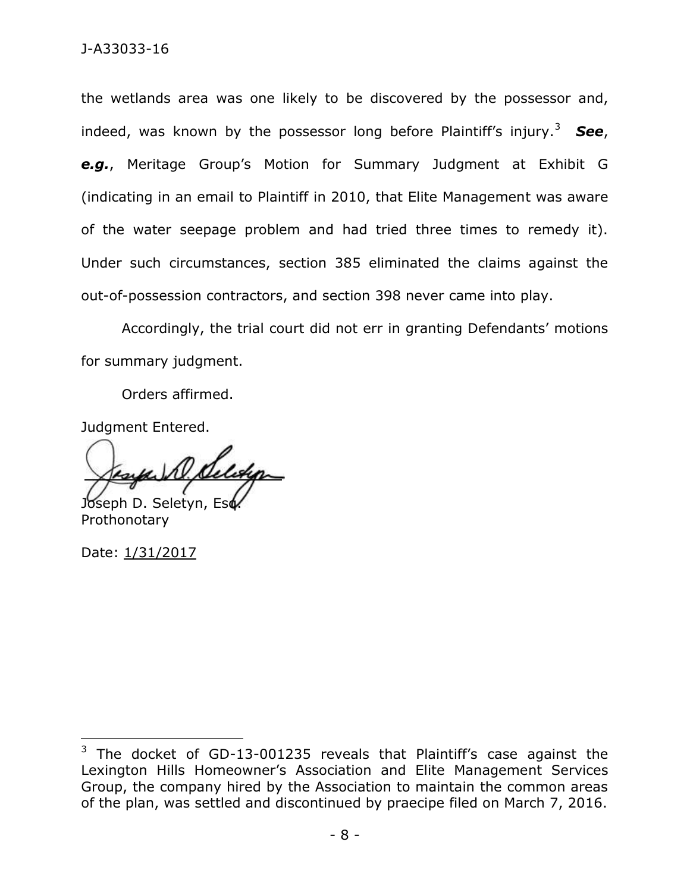the wetlands area was one likely to be discovered by the possessor and, indeed, was known by the possessor long before Plaintiff's injury.[3] ***See***, ***e.g.***, Meritage Group's Motion for Summary Judgment at Exhibit G (indicating in an email to Plaintiff in 2010, that Elite Management was aware of the water seepage problem and had tried three times to remedy it). Under such circumstances, section 385 eliminated the claims against the out-of-possession contractors, and section 398 never came into play.

Accordingly, the trial court did not err in granting Defendants' motions for summary judgment.

Orders affirmed.

Judgment Entered.

Joseph D. Seletyn, Esq.
Prothonotary

Date: 1/31/2017

---

[3] The docket of GD-13-001235 reveals that Plaintiff's case against the Lexington Hills Homeowner's Association and Elite Management Services Group, the company hired by the Association to maintain the common areas of the plan, was settled and discontinued by praecipe filed on March 7, 2016.